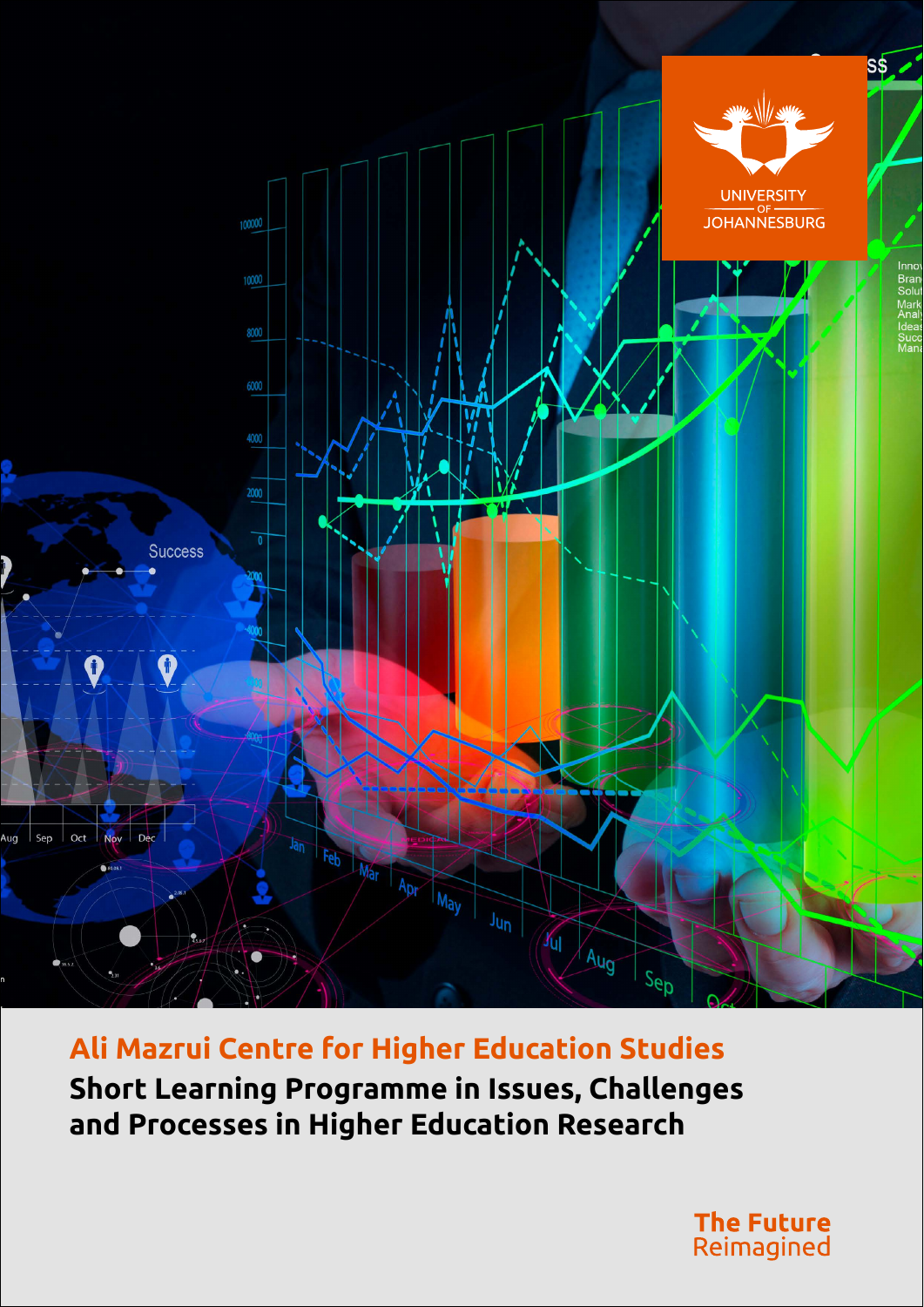UNIVERSITY OF JOHANNESBURG

## Ali Mazrui Centre for Higher Education Studies

# Short Learning Programme in Issues, Challenges and Processes in Higher Education Research

**The Future**
Reimagined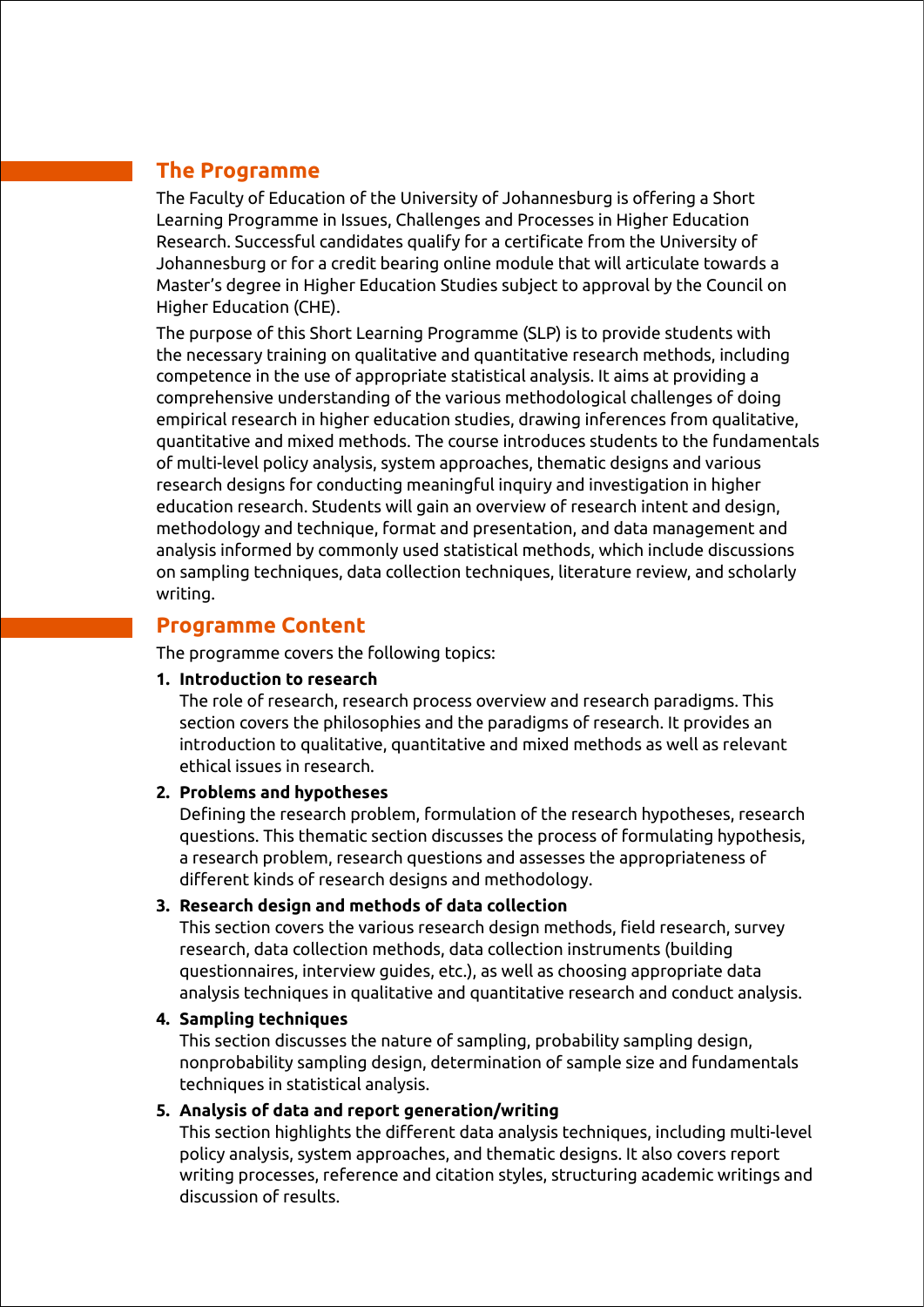## The Programme

The Faculty of Education of the University of Johannesburg is offering a Short Learning Programme in Issues, Challenges and Processes in Higher Education Research. Successful candidates qualify for a certificate from the University of Johannesburg or for a credit bearing online module that will articulate towards a Master's degree in Higher Education Studies subject to approval by the Council on Higher Education (CHE).

The purpose of this Short Learning Programme (SLP) is to provide students with the necessary training on qualitative and quantitative research methods, including competence in the use of appropriate statistical analysis. It aims at providing a comprehensive understanding of the various methodological challenges of doing empirical research in higher education studies, drawing inferences from qualitative, quantitative and mixed methods. The course introduces students to the fundamentals of multi-level policy analysis, system approaches, thematic designs and various research designs for conducting meaningful inquiry and investigation in higher education research. Students will gain an overview of research intent and design, methodology and technique, format and presentation, and data management and analysis informed by commonly used statistical methods, which include discussions on sampling techniques, data collection techniques, literature review, and scholarly writing.

## Programme Content

The programme covers the following topics:

1. **Introduction to research**
   The role of research, research process overview and research paradigms. This section covers the philosophies and the paradigms of research. It provides an introduction to qualitative, quantitative and mixed methods as well as relevant ethical issues in research.

2. **Problems and hypotheses**
   Defining the research problem, formulation of the research hypotheses, research questions. This thematic section discusses the process of formulating hypothesis, a research problem, research questions and assesses the appropriateness of different kinds of research designs and methodology.

3. **Research design and methods of data collection**
   This section covers the various research design methods, field research, survey research, data collection methods, data collection instruments (building questionnaires, interview guides, etc.), as well as choosing appropriate data analysis techniques in qualitative and quantitative research and conduct analysis.

4. **Sampling techniques**
   This section discusses the nature of sampling, probability sampling design, nonprobability sampling design, determination of sample size and fundamentals techniques in statistical analysis.

5. **Analysis of data and report generation/writing**
   This section highlights the different data analysis techniques, including multi-level policy analysis, system approaches, and thematic designs. It also covers report writing processes, reference and citation styles, structuring academic writings and discussion of results.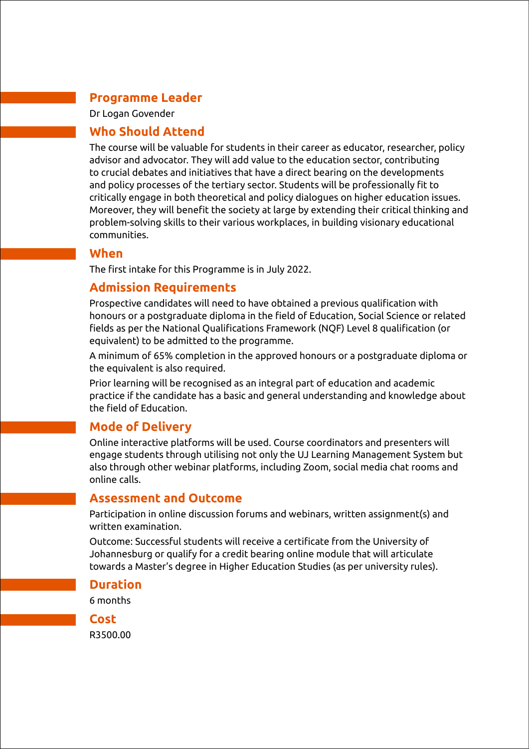## Programme Leader

Dr Logan Govender

## Who Should Attend

The course will be valuable for students in their career as educator, researcher, policy advisor and advocator. They will add value to the education sector, contributing to crucial debates and initiatives that have a direct bearing on the developments and policy processes of the tertiary sector. Students will be professionally fit to critically engage in both theoretical and policy dialogues on higher education issues. Moreover, they will benefit the society at large by extending their critical thinking and problem-solving skills to their various workplaces, in building visionary educational communities.

## When

The first intake for this Programme is in July 2022.

## Admission Requirements

Prospective candidates will need to have obtained a previous qualification with honours or a postgraduate diploma in the field of Education, Social Science or related fields as per the National Qualifications Framework (NQF) Level 8 qualification (or equivalent) to be admitted to the programme.

A minimum of 65% completion in the approved honours or a postgraduate diploma or the equivalent is also required.

Prior learning will be recognised as an integral part of education and academic practice if the candidate has a basic and general understanding and knowledge about the field of Education.

## Mode of Delivery

Online interactive platforms will be used. Course coordinators and presenters will engage students through utilising not only the UJ Learning Management System but also through other webinar platforms, including Zoom, social media chat rooms and online calls.

## Assessment and Outcome

Participation in online discussion forums and webinars, written assignment(s) and written examination.

Outcome: Successful students will receive a certificate from the University of Johannesburg or qualify for a credit bearing online module that will articulate towards a Master's degree in Higher Education Studies (as per university rules).

## Duration

6 months

## Cost

R3500.00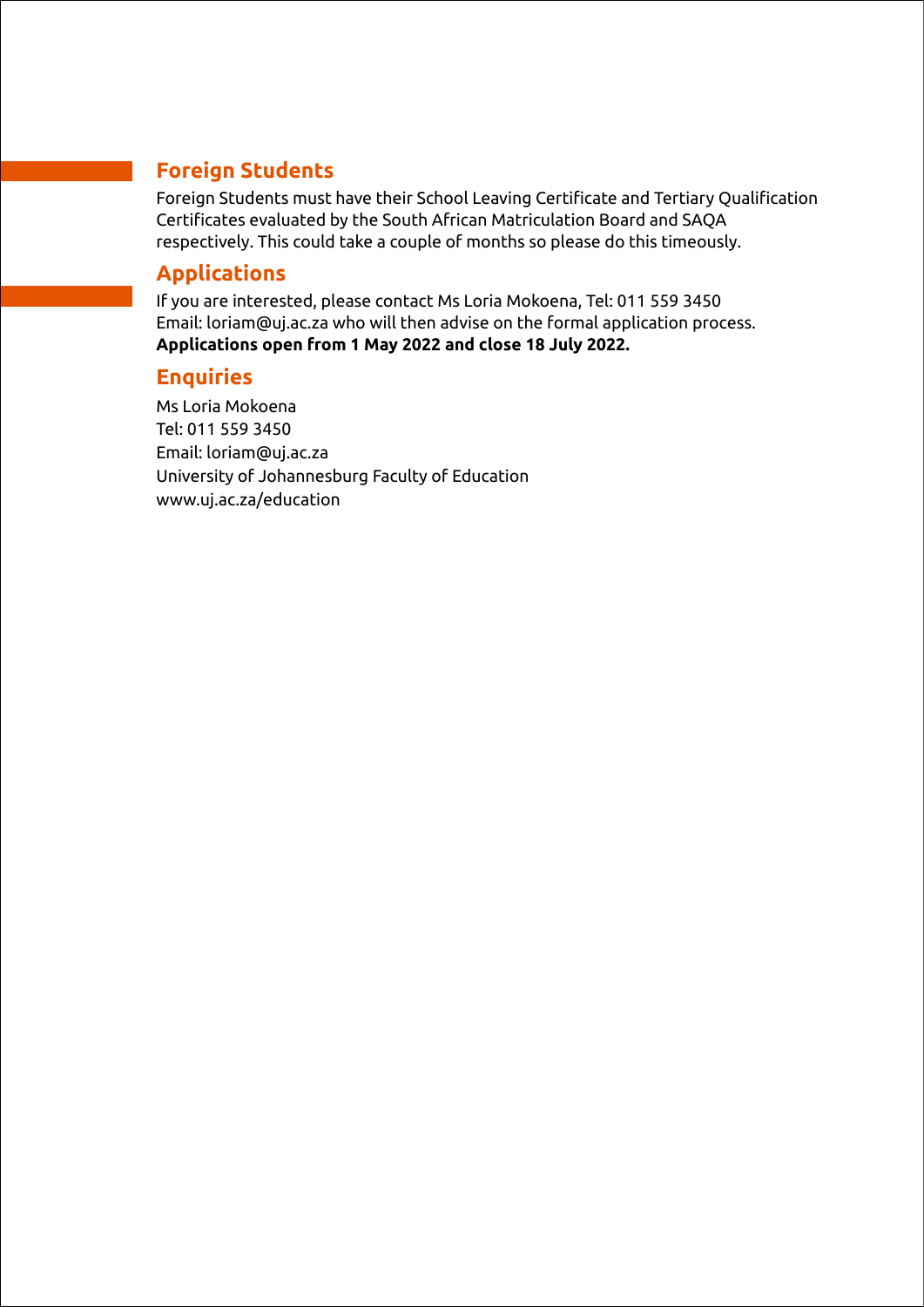## Foreign Students

Foreign Students must have their School Leaving Certificate and Tertiary Qualification Certificates evaluated by the South African Matriculation Board and SAQA respectively. This could take a couple of months so please do this timeously.

## Applications

If you are interested, please contact Ms Loria Mokoena, Tel: 011 559 3450
Email: loriam@uj.ac.za who will then advise on the formal application process.
**Applications open from 1 May 2022 and close 18 July 2022.**

## Enquiries

Ms Loria Mokoena
Tel: 011 559 3450
Email: loriam@uj.ac.za
University of Johannesburg Faculty of Education
www.uj.ac.za/education